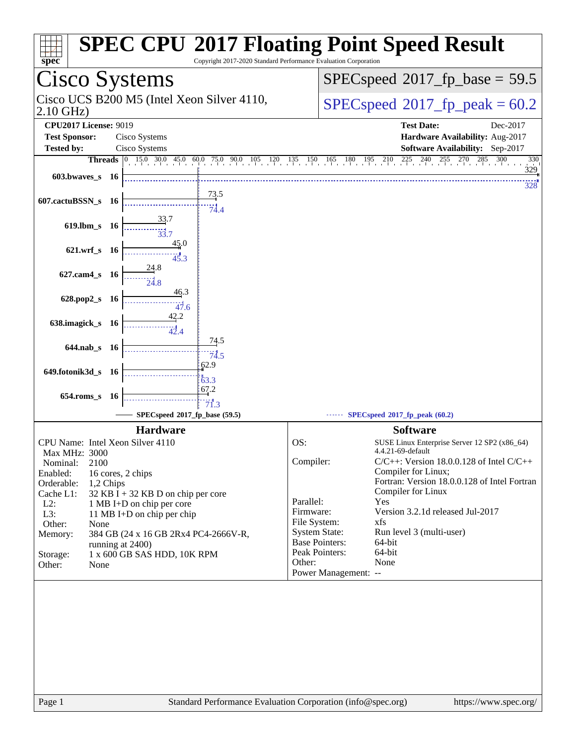# SPEC CPU 2017 Floating Point Speed Result

Copyright 2017-2020 Standard Performance Evaluation Corporation

## Cisco Systems

Cisco UCS B200 M5 (Intel Xeon Silver 4110, 2.10 GHz)

**SPECspeed 2017_fp_base = 59.5**

**SPECspeed 2017_fp_peak = 60.2**

| | | | |
|---|---|---|---|
| **CPU2017 License:** | 9019 | **Test Date:** | Dec-2017 |
| **Test Sponsor:** | Cisco Systems | **Hardware Availability:** | Aug-2017 |
| **Tested by:** | Cisco Systems | **Software Availability:** | Sep-2017 |

| Benchmark | Threads | Base | Peak |
|---|---|---|---|
| 603.bwaves_s | 16 | 329 | 328 |
| 607.cactuBSSN_s | 16 | 73.5 | 74.4 |
| 619.lbm_s | 16 | 33.7 | 33.7 |
| 621.wrf_s | 16 | 45.0 | 45.3 |
| 627.cam4_s | 16 | 24.8 | 24.8 |
| 628.pop2_s | 16 | 46.3 | 47.6 |
| 638.imagick_s | 16 | 42.2 | 42.4 |
| 644.nab_s | 16 | 74.5 | 74.5 |
| 649.fotonik3d_s | 16 | 62.9 | 63.3 |
| 654.roms_s | 16 | 67.2 | 71.3 |

SPECspeed 2017_fp_base (59.5) — SPECspeed 2017_fp_peak (60.2)

### Hardware

| | |
|---|---|
| CPU Name: | Intel Xeon Silver 4110 |
| Max MHz: | 3000 |
| Nominal: | 2100 |
| Enabled: | 16 cores, 2 chips |
| Orderable: | 1,2 Chips |
| Cache L1: | 32 KB I + 32 KB D on chip per core |
| L2: | 1 MB I+D on chip per core |
| L3: | 11 MB I+D on chip per chip |
| Other: | None |
| Memory: | 384 GB (24 x 16 GB 2Rx4 PC4-2666V-R, running at 2400) |
| Storage: | 1 x 600 GB SAS HDD, 10K RPM |
| Other: | None |

### Software

| | |
|---|---|
| OS: | SUSE Linux Enterprise Server 12 SP2 (x86_64) 4.4.21-69-default |
| Compiler: | C/C++: Version 18.0.0.128 of Intel C/C++ Compiler for Linux; Fortran: Version 18.0.0.128 of Intel Fortran Compiler for Linux |
| Parallel: | Yes |
| Firmware: | Version 3.2.1d released Jul-2017 |
| File System: | xfs |
| System State: | Run level 3 (multi-user) |
| Base Pointers: | 64-bit |
| Peak Pointers: | 64-bit |
| Other: | None |
| Power Management: | -- |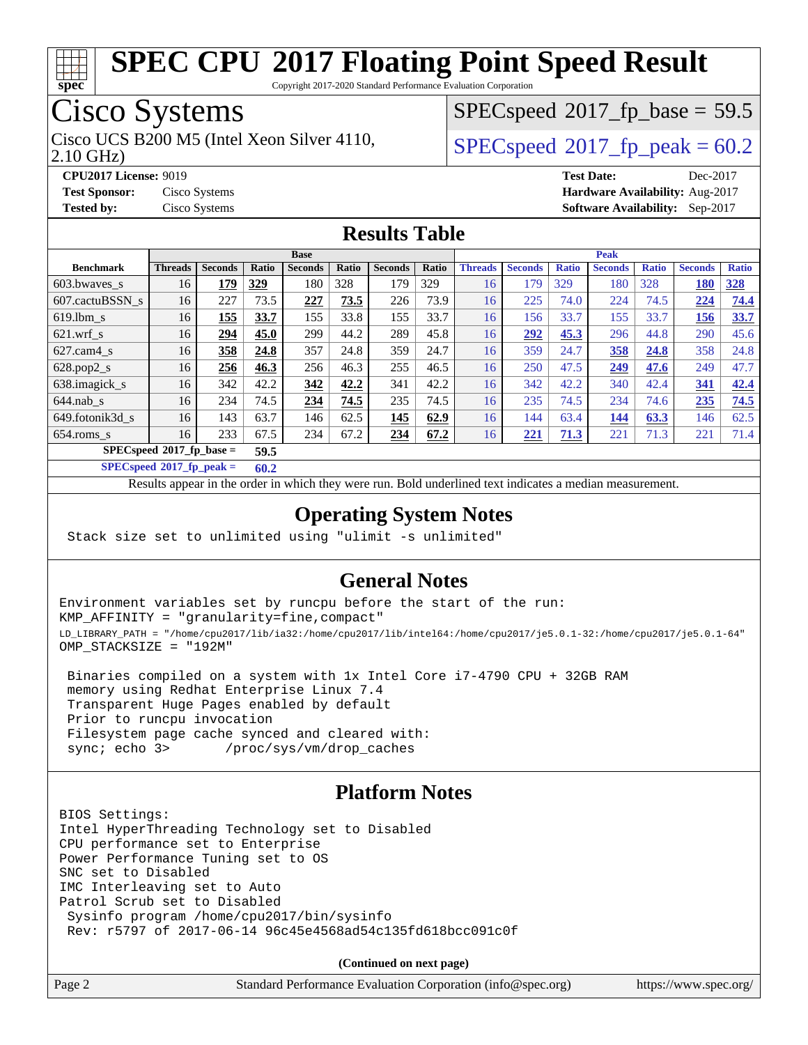# SPEC CPU 2017 Floating Point Speed Result

Copyright 2017-2020 Standard Performance Evaluation Corporation

## Cisco Systems

Cisco UCS B200 M5 (Intel Xeon Silver 4110, 2.10 GHz)

SPECspeed 2017_fp_base = 59.5

SPECspeed 2017_fp_peak = 60.2

**CPU2017 License:** 9019
**Test Sponsor:** Cisco Systems
**Tested by:** Cisco Systems

**Test Date:** Dec-2017
**Hardware Availability:** Aug-2017
**Software Availability:** Sep-2017

## Results Table

| Benchmark | Base | | | | | | | Peak | | | | | | |
|---|---|---|---|---|---|---|---|---|---|---|---|---|---|---|
| | Threads | Seconds | Ratio | Seconds | Ratio | Seconds | Ratio | Threads | Seconds | Ratio | Seconds | Ratio | Seconds | Ratio |
| 603.bwaves_s | 16 | **179** | **329** | 180 | 328 | 179 | 329 | 16 | 179 | 329 | 180 | 328 | **180** | **328** |
| 607.cactuBSSN_s | 16 | 227 | 73.5 | **227** | **73.5** | 226 | 73.9 | 16 | 225 | 74.0 | 224 | 74.5 | **224** | **74.4** |
| 619.lbm_s | 16 | **155** | **33.7** | 155 | 33.8 | 155 | 33.7 | 16 | 156 | 33.7 | 155 | 33.7 | **156** | **33.7** |
| 621.wrf_s | 16 | **294** | **45.0** | 299 | 44.2 | 289 | 45.8 | 16 | **292** | **45.3** | 296 | 44.8 | 290 | 45.6 |
| 627.cam4_s | 16 | **358** | **24.8** | 357 | 24.8 | 359 | 24.7 | 16 | 359 | 24.7 | **358** | **24.8** | 358 | 24.8 |
| 628.pop2_s | 16 | **256** | **46.3** | 256 | 46.3 | 255 | 46.5 | 16 | 250 | 47.5 | **249** | **47.6** | 249 | 47.7 |
| 638.imagick_s | 16 | 342 | 42.2 | **342** | **42.2** | 341 | 42.2 | 16 | 342 | 42.2 | 340 | 42.4 | **341** | **42.4** |
| 644.nab_s | 16 | 234 | 74.5 | **234** | **74.5** | 235 | 74.5 | 16 | 235 | 74.5 | 234 | 74.6 | **235** | **74.5** |
| 649.fotonik3d_s | 16 | 143 | 63.7 | 146 | 62.5 | **145** | **62.9** | 16 | 144 | 63.4 | **144** | **63.3** | 146 | 62.5 |
| 654.roms_s | 16 | 233 | 67.5 | 234 | 67.2 | **234** | **67.2** | 16 | **221** | **71.3** | 221 | 71.3 | 221 | 71.4 |

SPECspeed 2017_fp_base = **59.5**

SPECspeed 2017_fp_peak = **60.2**

Results appear in the order in which they were run. Bold underlined text indicates a median measurement.

## Operating System Notes

```
Stack size set to unlimited using "ulimit -s unlimited"
```

## General Notes

```
Environment variables set by runcpu before the start of the run:
KMP_AFFINITY = "granularity=fine,compact"
LD_LIBRARY_PATH = "/home/cpu2017/lib/ia32:/home/cpu2017/lib/intel64:/home/cpu2017/je5.0.1-32:/home/cpu2017/je5.0.1-64"
OMP_STACKSIZE = "192M"

 Binaries compiled on a system with 1x Intel Core i7-4790 CPU + 32GB RAM
 memory using Redhat Enterprise Linux 7.4
 Transparent Huge Pages enabled by default
 Prior to runcpu invocation
 Filesystem page cache synced and cleared with:
 sync; echo 3>       /proc/sys/vm/drop_caches
```

## Platform Notes

```
BIOS Settings:
Intel HyperThreading Technology set to Disabled
CPU performance set to Enterprise
Power Performance Tuning set to OS
SNC set to Disabled
IMC Interleaving set to Auto
Patrol Scrub set to Disabled
 Sysinfo program /home/cpu2017/bin/sysinfo
 Rev: r5797 of 2017-06-14 96c45e4568ad54c135fd618bcc091c0f
```

**(Continued on next page)**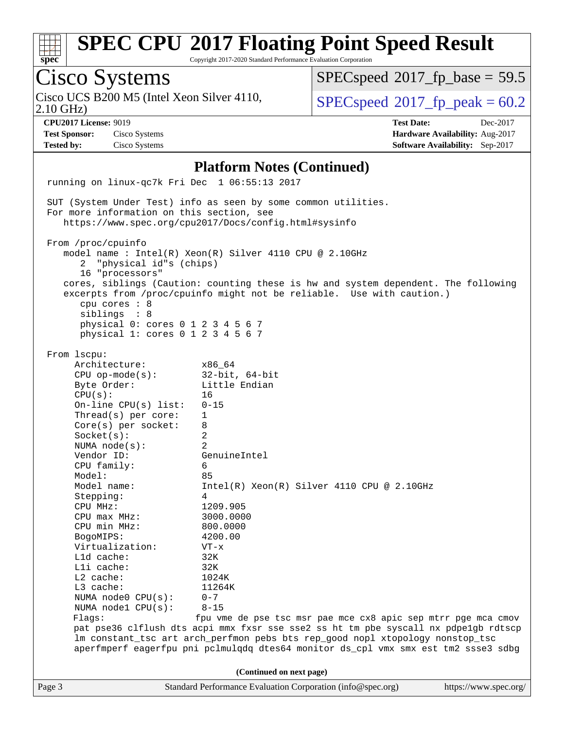## Platform Notes (Continued)

```
running on linux-qc7k Fri Dec  1 06:55:13 2017

SUT (System Under Test) info as seen by some common utilities.
For more information on this section, see
   https://www.spec.org/cpu2017/Docs/config.html#sysinfo

From /proc/cpuinfo
   model name : Intel(R) Xeon(R) Silver 4110 CPU @ 2.10GHz
      2  "physical id"s (chips)
      16 "processors"
   cores, siblings (Caution: counting these is hw and system dependent. The following
   excerpts from /proc/cpuinfo might not be reliable.  Use with caution.)
      cpu cores : 8
      siblings  : 8
      physical 0: cores 0 1 2 3 4 5 6 7
      physical 1: cores 0 1 2 3 4 5 6 7

From lscpu:
     Architecture:          x86_64
     CPU op-mode(s):        32-bit, 64-bit
     Byte Order:            Little Endian
     CPU(s):                16
     On-line CPU(s) list:   0-15
     Thread(s) per core:    1
     Core(s) per socket:    8
     Socket(s):             2
     NUMA node(s):          2
     Vendor ID:             GenuineIntel
     CPU family:            6
     Model:                 85
     Model name:            Intel(R) Xeon(R) Silver 4110 CPU @ 2.10GHz
     Stepping:              4
     CPU MHz:               1209.905
     CPU max MHz:           3000.0000
     CPU min MHz:           800.0000
     BogoMIPS:              4200.00
     Virtualization:        VT-x
     L1d cache:             32K
     L1i cache:             32K
     L2 cache:              1024K
     L3 cache:              11264K
     NUMA node0 CPU(s):     0-7
     NUMA node1 CPU(s):     8-15
     Flags:                fpu vme de pse tsc msr pae mce cx8 apic sep mtrr pge mca cmov
     pat pse36 clflush dts acpi mmx fxsr sse sse2 ss ht tm pbe syscall nx pdpe1gb rdtscp
     lm constant_tsc art arch_perfmon pebs bts rep_good nopl xtopology nonstop_tsc
     aperfmperf eagerfpu pni pclmulqdq dtes64 monitor ds_cpl vmx smx est tm2 ssse3 sdbg
```

(Continued on next page)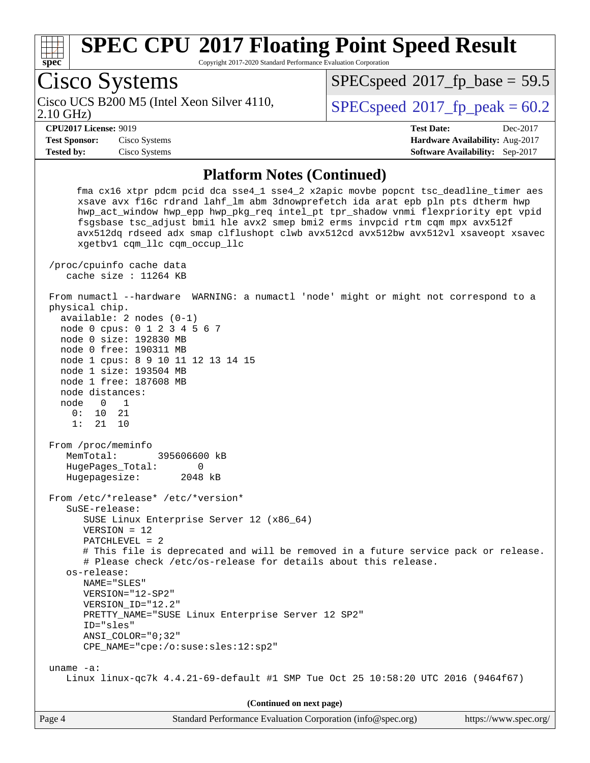## Platform Notes (Continued)

```
      fma cx16 xtpr pdcm pcid dca sse4_1 sse4_2 x2apic movbe popcnt tsc_deadline_timer aes
      xsave avx f16c rdrand lahf_lm abm 3dnowprefetch ida arat epb pln pts dtherm hwp
      hwp_act_window hwp_epp hwp_pkg_req intel_pt tpr_shadow vnmi flexpriority ept vpid
      fsgsbase tsc_adjust bmi1 hle avx2 smep bmi2 erms invpcid rtm cqm mpx avx512f
      avx512dq rdseed adx smap clflushopt clwb avx512cd avx512bw avx512vl xsaveopt xsavec
      xgetbv1 cqm_llc cqm_occup_llc

 /proc/cpuinfo cache data
    cache size : 11264 KB

 From numactl --hardware  WARNING: a numactl 'node' might or might not correspond to a
 physical chip.
   available: 2 nodes (0-1)
   node 0 cpus: 0 1 2 3 4 5 6 7
   node 0 size: 192830 MB
   node 0 free: 190311 MB
   node 1 cpus: 8 9 10 11 12 13 14 15
   node 1 size: 193504 MB
   node 1 free: 187608 MB
   node distances:
   node   0   1
     0:  10  21
     1:  21  10

 From /proc/meminfo
    MemTotal:       395606600 kB
    HugePages_Total:       0
    Hugepagesize:       2048 kB

 From /etc/*release* /etc/*version*
    SuSE-release:
       SUSE Linux Enterprise Server 12 (x86_64)
       VERSION = 12
       PATCHLEVEL = 2
       # This file is deprecated and will be removed in a future service pack or release.
       # Please check /etc/os-release for details about this release.
    os-release:
       NAME="SLES"
       VERSION="12-SP2"
       VERSION_ID="12.2"
       PRETTY_NAME="SUSE Linux Enterprise Server 12 SP2"
       ID="sles"
       ANSI_COLOR="0;32"
       CPE_NAME="cpe:/o:suse:sles:12:sp2"

 uname -a:
    Linux linux-qc7k 4.4.21-69-default #1 SMP Tue Oct 25 10:58:20 UTC 2016 (9464f67)
```

(Continued on next page)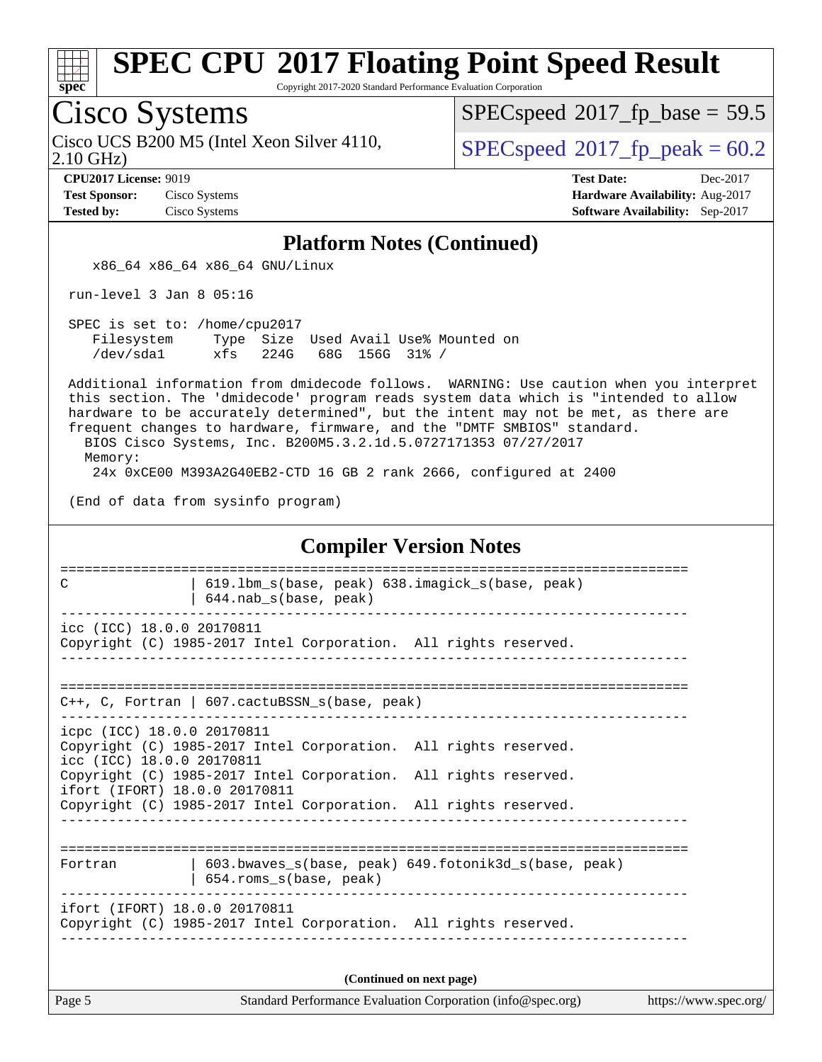## Platform Notes (Continued)

```
    x86_64 x86_64 x86_64 GNU/Linux

 run-level 3 Jan 8 05:16

 SPEC is set to: /home/cpu2017
    Filesystem     Type  Size  Used Avail Use% Mounted on
    /dev/sda1      xfs   224G   68G  156G  31% /

 Additional information from dmidecode follows.  WARNING: Use caution when you interpret
 this section. The 'dmidecode' program reads system data which is "intended to allow
 hardware to be accurately determined", but the intent may not be met, as there are
 frequent changes to hardware, firmware, and the "DMTF SMBIOS" standard.
   BIOS Cisco Systems, Inc. B200M5.3.2.1d.5.0727171353 07/27/2017
   Memory:
     24x 0xCE00 M393A2G40EB2-CTD 16 GB 2 rank 2666, configured at 2400

 (End of data from sysinfo program)
```

## Compiler Version Notes

```
==============================================================================
C               | 619.lbm_s(base, peak) 638.imagick_s(base, peak)
                | 644.nab_s(base, peak)
------------------------------------------------------------------------------
icc (ICC) 18.0.0 20170811
Copyright (C) 1985-2017 Intel Corporation.  All rights reserved.
------------------------------------------------------------------------------

==============================================================================
C++, C, Fortran | 607.cactuBSSN_s(base, peak)
------------------------------------------------------------------------------
icpc (ICC) 18.0.0 20170811
Copyright (C) 1985-2017 Intel Corporation.  All rights reserved.
icc (ICC) 18.0.0 20170811
Copyright (C) 1985-2017 Intel Corporation.  All rights reserved.
ifort (IFORT) 18.0.0 20170811
Copyright (C) 1985-2017 Intel Corporation.  All rights reserved.
------------------------------------------------------------------------------

==============================================================================
Fortran         | 603.bwaves_s(base, peak) 649.fotonik3d_s(base, peak)
                | 654.roms_s(base, peak)
------------------------------------------------------------------------------
ifort (IFORT) 18.0.0 20170811
Copyright (C) 1985-2017 Intel Corporation.  All rights reserved.
------------------------------------------------------------------------------
```

**(Continued on next page)**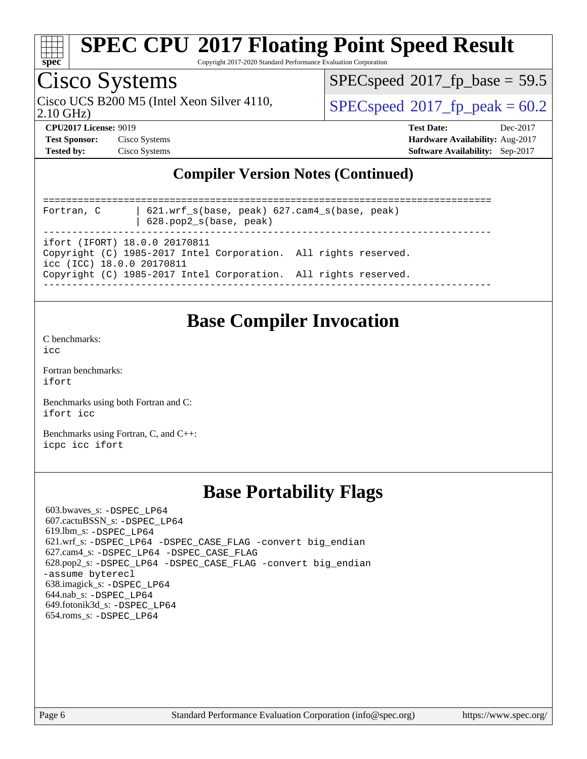## Compiler Version Notes (Continued)

```
==============================================================================
Fortran, C      | 621.wrf_s(base, peak) 627.cam4_s(base, peak)
                | 628.pop2_s(base, peak)
------------------------------------------------------------------------------
ifort (IFORT) 18.0.0 20170811
Copyright (C) 1985-2017 Intel Corporation.  All rights reserved.
icc (ICC) 18.0.0 20170811
Copyright (C) 1985-2017 Intel Corporation.  All rights reserved.
------------------------------------------------------------------------------
```

## Base Compiler Invocation

C benchmarks:
icc

Fortran benchmarks:
ifort

Benchmarks using both Fortran and C:
ifort icc

Benchmarks using Fortran, C, and C++:
icpc icc ifort

## Base Portability Flags

603.bwaves_s: -DSPEC_LP64
607.cactuBSSN_s: -DSPEC_LP64
619.lbm_s: -DSPEC_LP64
621.wrf_s: -DSPEC_LP64 -DSPEC_CASE_FLAG -convert big_endian
627.cam4_s: -DSPEC_LP64 -DSPEC_CASE_FLAG
628.pop2_s: -DSPEC_LP64 -DSPEC_CASE_FLAG -convert big_endian -assume byterecl
638.imagick_s: -DSPEC_LP64
644.nab_s: -DSPEC_LP64
649.fotonik3d_s: -DSPEC_LP64
654.roms_s: -DSPEC_LP64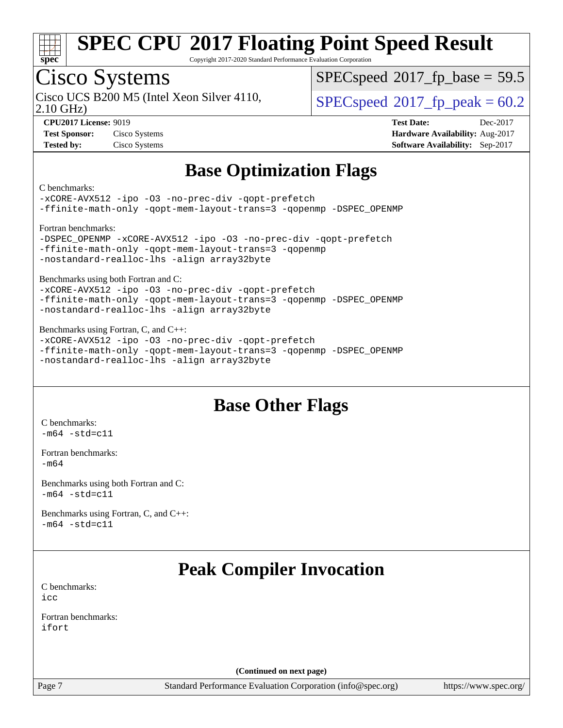# SPEC CPU 2017 Floating Point Speed Result

Copyright 2017-2020 Standard Performance Evaluation Corporation

## Cisco Systems

Cisco UCS B200 M5 (Intel Xeon Silver 4110, 2.10 GHz)

SPECspeed 2017_fp_base = 59.5

SPECspeed 2017_fp_peak = 60.2

**CPU2017 License:** 9019
**Test Sponsor:** Cisco Systems
**Tested by:** Cisco Systems

**Test Date:** Dec-2017
**Hardware Availability:** Aug-2017
**Software Availability:** Sep-2017

## Base Optimization Flags

C benchmarks:

```
-xCORE-AVX512 -ipo -O3 -no-prec-div -qopt-prefetch
-ffinite-math-only -qopt-mem-layout-trans=3 -qopenmp -DSPEC_OPENMP
```

Fortran benchmarks:

```
-DSPEC_OPENMP -xCORE-AVX512 -ipo -O3 -no-prec-div -qopt-prefetch
-ffinite-math-only -qopt-mem-layout-trans=3 -qopenmp
-nostandard-realloc-lhs -align array32byte
```

Benchmarks using both Fortran and C:

```
-xCORE-AVX512 -ipo -O3 -no-prec-div -qopt-prefetch
-ffinite-math-only -qopt-mem-layout-trans=3 -qopenmp -DSPEC_OPENMP
-nostandard-realloc-lhs -align array32byte
```

Benchmarks using Fortran, C, and C++:

```
-xCORE-AVX512 -ipo -O3 -no-prec-div -qopt-prefetch
-ffinite-math-only -qopt-mem-layout-trans=3 -qopenmp -DSPEC_OPENMP
-nostandard-realloc-lhs -align array32byte
```

## Base Other Flags

C benchmarks:

```
-m64 -std=c11
```

Fortran benchmarks:

```
-m64
```

Benchmarks using both Fortran and C:

```
-m64 -std=c11
```

Benchmarks using Fortran, C, and C++:

```
-m64 -std=c11
```

## Peak Compiler Invocation

C benchmarks:

```
icc
```

Fortran benchmarks:

```
ifort
```

**(Continued on next page)**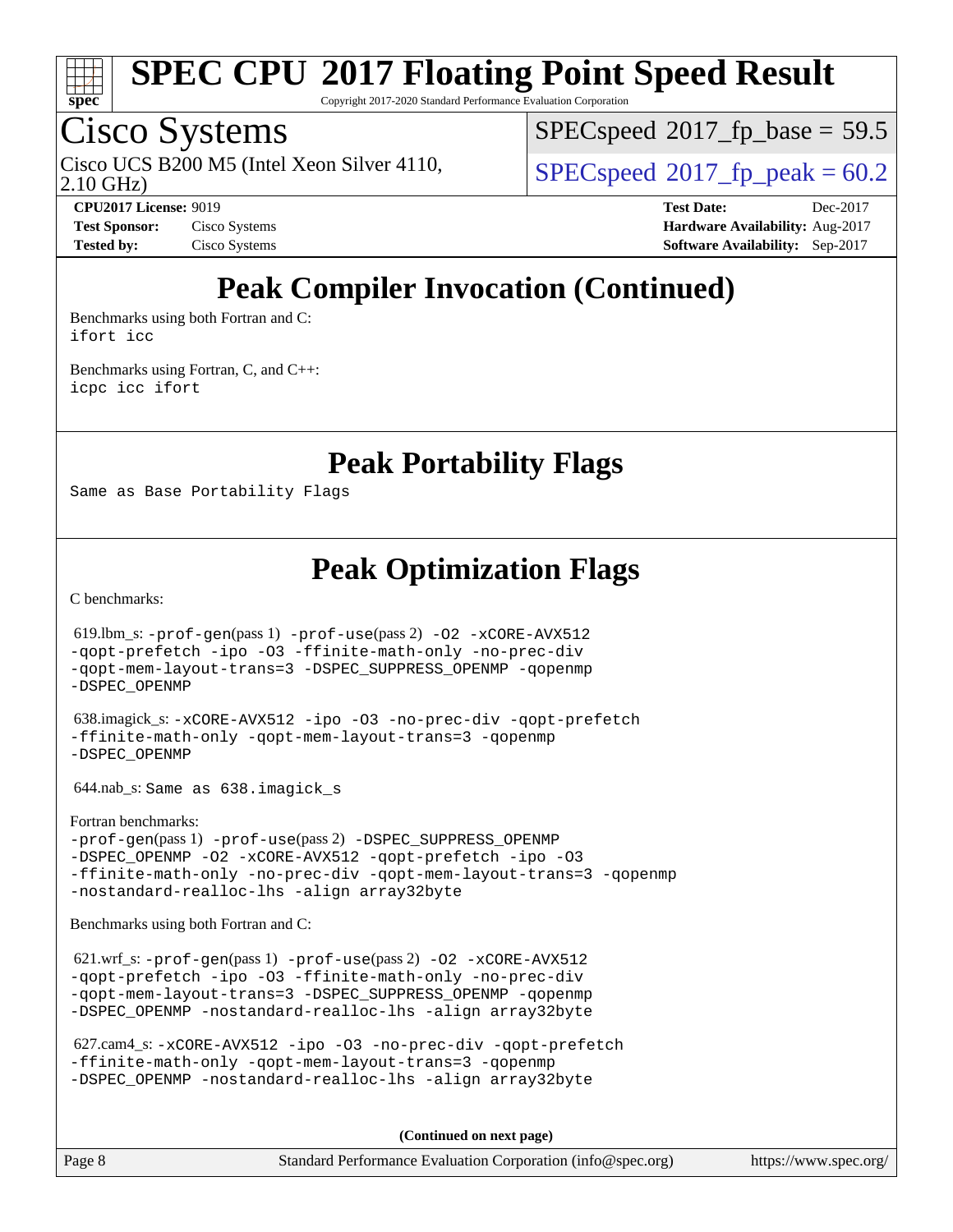# SPEC CPU 2017 Floating Point Speed Result

Copyright 2017-2020 Standard Performance Evaluation Corporation

## Cisco Systems

Cisco UCS B200 M5 (Intel Xeon Silver 4110, 2.10 GHz)

SPECspeed 2017_fp_base = 59.5

SPECspeed 2017_fp_peak = 60.2

**CPU2017 License:** 9019
**Test Sponsor:** Cisco Systems
**Tested by:** Cisco Systems

**Test Date:** Dec-2017
**Hardware Availability:** Aug-2017
**Software Availability:** Sep-2017

## Peak Compiler Invocation (Continued)

Benchmarks using both Fortran and C:
ifort icc

Benchmarks using Fortran, C, and C++:
icpc icc ifort

## Peak Portability Flags

Same as Base Portability Flags

## Peak Optimization Flags

C benchmarks:

619.lbm_s: -prof-gen(pass 1) -prof-use(pass 2) -O2 -xCORE-AVX512 -qopt-prefetch -ipo -O3 -ffinite-math-only -no-prec-div -qopt-mem-layout-trans=3 -DSPEC_SUPPRESS_OPENMP -qopenmp -DSPEC_OPENMP

638.imagick_s: -xCORE-AVX512 -ipo -O3 -no-prec-div -qopt-prefetch -ffinite-math-only -qopt-mem-layout-trans=3 -qopenmp -DSPEC_OPENMP

644.nab_s: Same as 638.imagick_s

Fortran benchmarks:
-prof-gen(pass 1) -prof-use(pass 2) -DSPEC_SUPPRESS_OPENMP -DSPEC_OPENMP -O2 -xCORE-AVX512 -qopt-prefetch -ipo -O3 -ffinite-math-only -no-prec-div -qopt-mem-layout-trans=3 -qopenmp -nostandard-realloc-lhs -align array32byte

Benchmarks using both Fortran and C:

621.wrf_s: -prof-gen(pass 1) -prof-use(pass 2) -O2 -xCORE-AVX512 -qopt-prefetch -ipo -O3 -ffinite-math-only -no-prec-div -qopt-mem-layout-trans=3 -DSPEC_SUPPRESS_OPENMP -qopenmp -DSPEC_OPENMP -nostandard-realloc-lhs -align array32byte

627.cam4_s: -xCORE-AVX512 -ipo -O3 -no-prec-div -qopt-prefetch -ffinite-math-only -qopt-mem-layout-trans=3 -qopenmp -DSPEC_OPENMP -nostandard-realloc-lhs -align array32byte

**(Continued on next page)**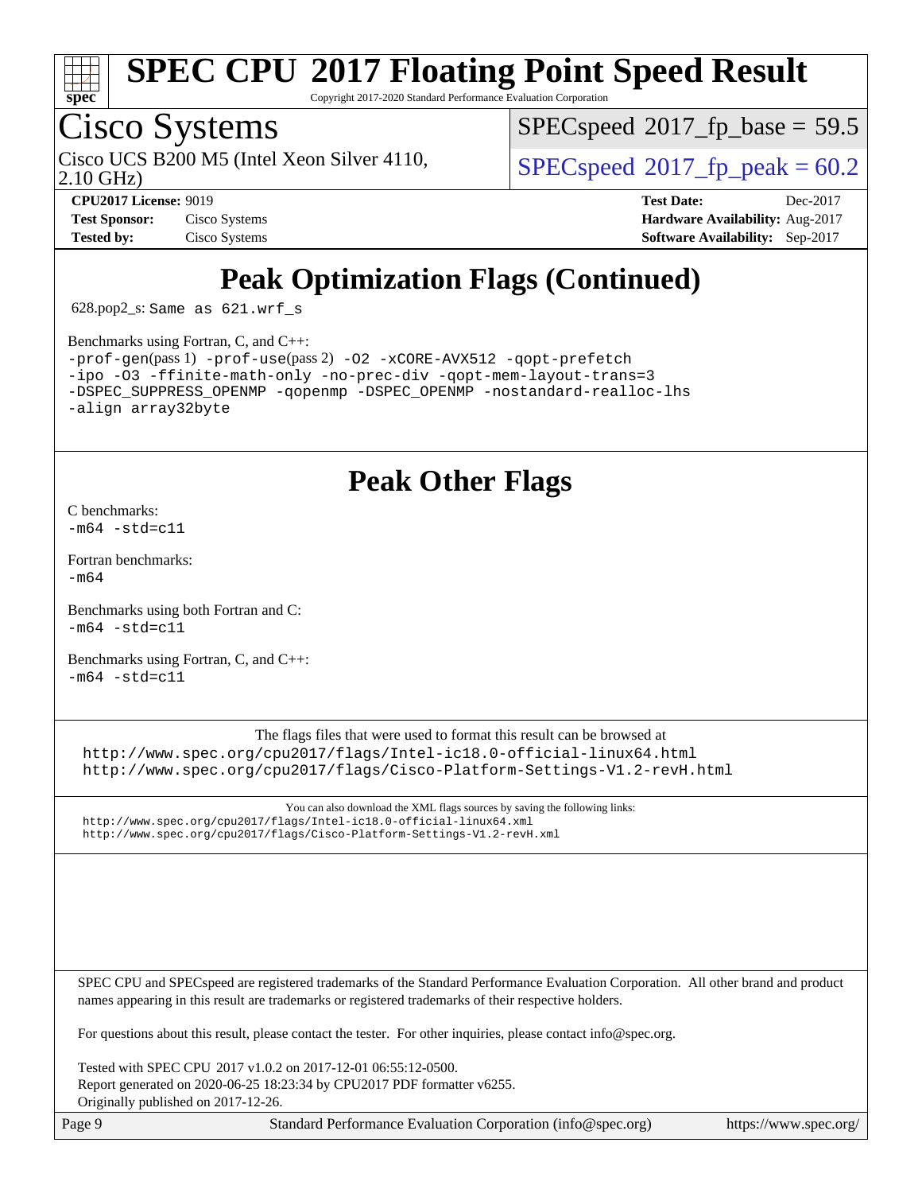# SPEC CPU 2017 Floating Point Speed Result

Copyright 2017-2020 Standard Performance Evaluation Corporation

## Cisco Systems

Cisco UCS B200 M5 (Intel Xeon Silver 4110, 2.10 GHz)

SPECspeed 2017_fp_base = 59.5

SPECspeed 2017_fp_peak = 60.2

**CPU2017 License:** 9019
**Test Sponsor:** Cisco Systems
**Tested by:** Cisco Systems

**Test Date:** Dec-2017
**Hardware Availability:** Aug-2017
**Software Availability:** Sep-2017

# Peak Optimization Flags (Continued)

628.pop2_s: Same as 621.wrf_s

Benchmarks using Fortran, C, and C++:
```
-prof-gen(pass 1) -prof-use(pass 2) -O2 -xCORE-AVX512 -qopt-prefetch
-ipo -O3 -ffinite-math-only -no-prec-div -qopt-mem-layout-trans=3
-DSPEC_SUPPRESS_OPENMP -qopenmp -DSPEC_OPENMP -nostandard-realloc-lhs
-align array32byte
```

# Peak Other Flags

C benchmarks:
```
-m64 -std=c11
```

Fortran benchmarks:
```
-m64
```

Benchmarks using both Fortran and C:
```
-m64 -std=c11
```

Benchmarks using Fortran, C, and C++:
```
-m64 -std=c11
```

The flags files that were used to format this result can be browsed at
http://www.spec.org/cpu2017/flags/Intel-ic18.0-official-linux64.html
http://www.spec.org/cpu2017/flags/Cisco-Platform-Settings-V1.2-revH.html

You can also download the XML flags sources by saving the following links:
http://www.spec.org/cpu2017/flags/Intel-ic18.0-official-linux64.xml
http://www.spec.org/cpu2017/flags/Cisco-Platform-Settings-V1.2-revH.xml

SPEC CPU and SPECspeed are registered trademarks of the Standard Performance Evaluation Corporation. All other brand and product names appearing in this result are trademarks or registered trademarks of their respective holders.

For questions about this result, please contact the tester. For other inquiries, please contact info@spec.org.

Tested with SPEC CPU 2017 v1.0.2 on 2017-12-01 06:55:12-0500.
Report generated on 2020-06-25 18:23:34 by CPU2017 PDF formatter v6255.
Originally published on 2017-12-26.